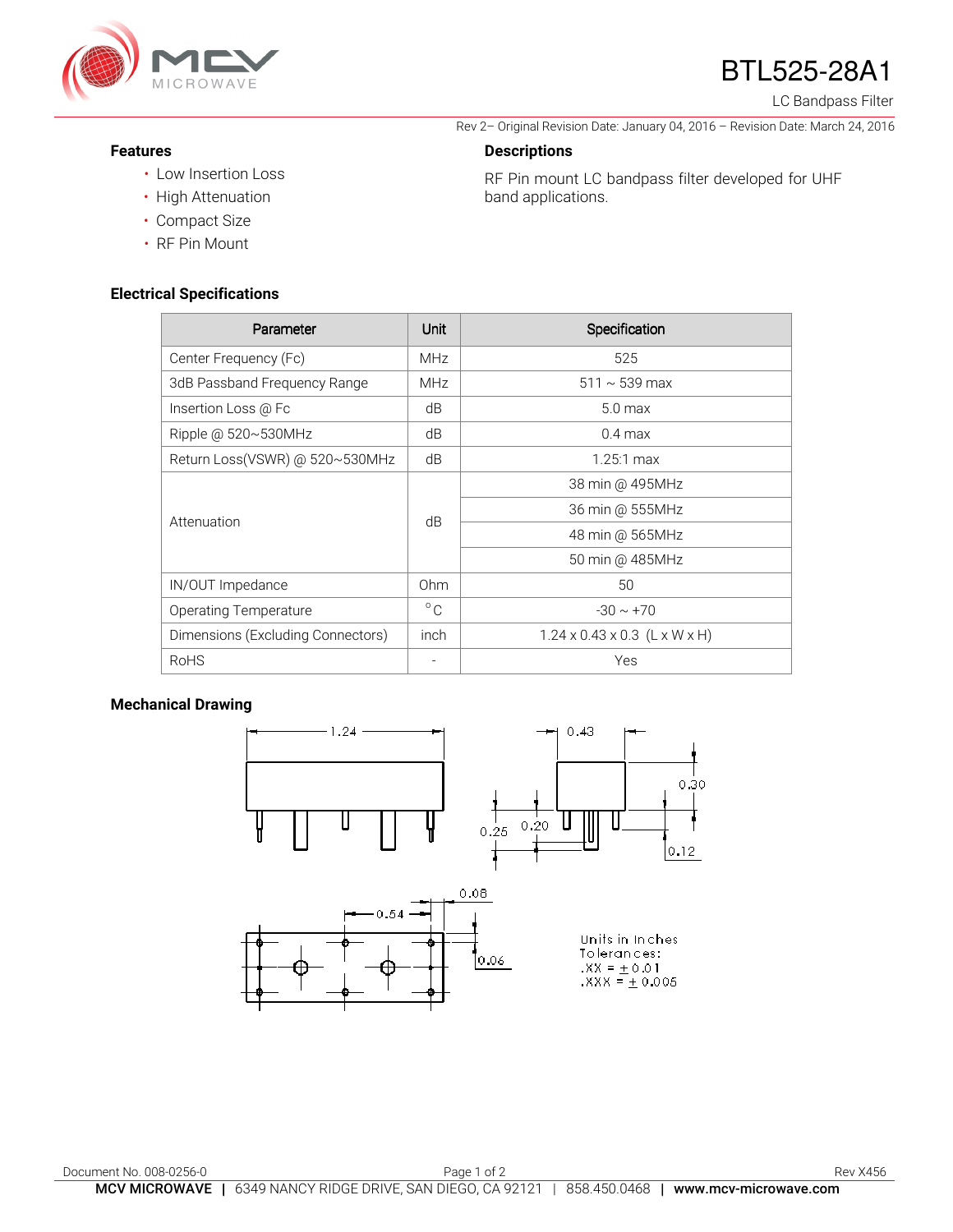# BTL525-28A1

LC Bandpass Filter

Rev 2– Original Revision Date: January 04, 2016 – Revision Date: March 24, 2016

### Features

- Low Insertion Loss
- High Attenuation
- Compact Size
- RF Pin Mount

### Descriptions

RF Pin mount LC bandpass filter developed for UHF band applications.

### Electrical Specifications

| Parameter | Unit | Specification |
|---|---|---|
| Center Frequency (Fc) | MHz | 525 |
| 3dB Passband Frequency Range | MHz | 511 ~ 539 max |
| Insertion Loss @ Fc | dB | 5.0 max |
| Ripple @ 520~530MHz | dB | 0.4 max |
| Return Loss(VSWR) @ 520~530MHz | dB | 1.25:1 max |
| Attenuation | dB | 38 min @ 495MHz |
| | | 36 min @ 555MHz |
| | | 48 min @ 565MHz |
| | | 50 min @ 485MHz |
| IN/OUT Impedance | Ohm | 50 |
| Operating Temperature | °C | -30 ~ +70 |
| Dimensions (Excluding Connectors) | inch | 1.24 x 0.43 x 0.3 (L x W x H) |
| RoHS | - | Yes |

### Mechanical Drawing

1.24, 0.43, 0.30, 0.25, 0.20, 0.12, 0.54, 0.08, 0.06

Units in Inches
Tolerances:
.XX = ± 0.01
.XXX = ± 0.005

Document No. 008-0256-0

Rev X456

MCV MICROWAVE | 6349 NANCY RIDGE DRIVE, SAN DIEGO, CA 92121 | 858.450.0468 | www.mcv-microwave.com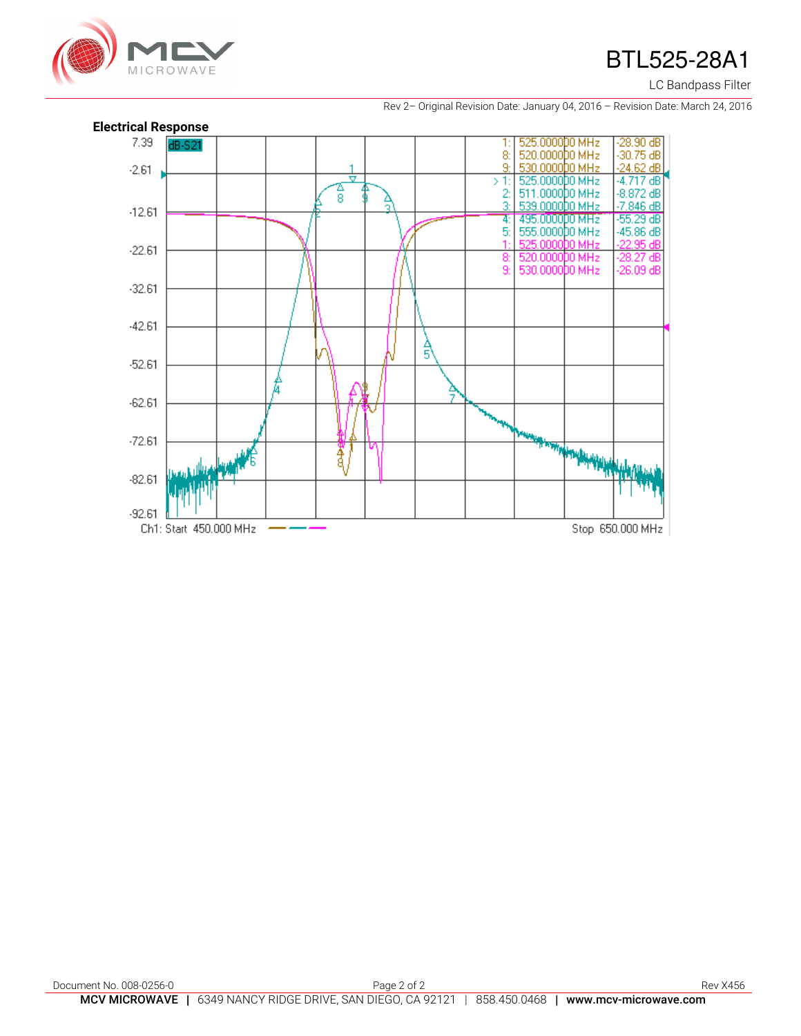## Electrical Response

dB-S21

7.39
-2.61
-12.61
-22.61
-32.61
-42.61
-52.61
-62.61
-72.61
-82.61
-92.61

1: 525.000000 MHz -28.90 dB
8: 520.000000 MHz -30.75 dB
9: 530.000000 MHz -24.62 dB
> 1: 525.000000 MHz -4.717 dB
2: 511.000000 MHz -8.872 dB
3: 539.000000 MHz -7.846 dB
4: 495.000000 MHz -55.29 dB
5: 555.000000 MHz -45.86 dB
1: 525.000000 MHz -22.95 dB
8: 520.000000 MHz -28.27 dB
9: 530.000000 MHz -26.09 dB

Ch1: Start 450.000 MHz
Stop 650.000 MHz